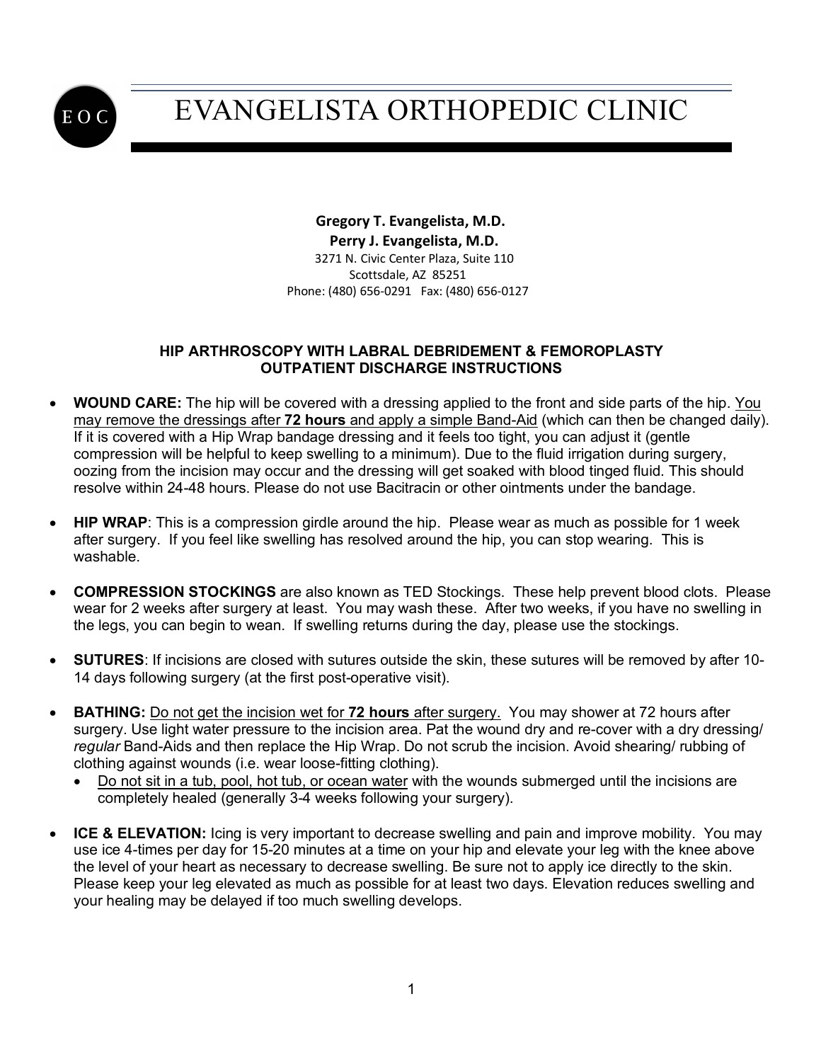EOC

# EVANGELISTA ORTHOPEDIC CLINIC

**Gregory T. Evangelista, M.D.**
**Perry J. Evangelista, M.D.**
3271 N. Civic Center Plaza, Suite 110
Scottsdale, AZ 85251
Phone: (480) 656-0291 Fax: (480) 656-0127

## HIP ARTHROSCOPY WITH LABRAL DEBRIDEMENT & FEMOROPLASTY OUTPATIENT DISCHARGE INSTRUCTIONS

- **WOUND CARE:** The hip will be covered with a dressing applied to the front and side parts of the hip. You may remove the dressings after **72 hours** and apply a simple Band-Aid (which can then be changed daily). If it is covered with a Hip Wrap bandage dressing and it feels too tight, you can adjust it (gentle compression will be helpful to keep swelling to a minimum). Due to the fluid irrigation during surgery, oozing from the incision may occur and the dressing will get soaked with blood tinged fluid. This should resolve within 24-48 hours. Please do not use Bacitracin or other ointments under the bandage.

- **HIP WRAP**: This is a compression girdle around the hip. Please wear as much as possible for 1 week after surgery. If you feel like swelling has resolved around the hip, you can stop wearing. This is washable.

- **COMPRESSION STOCKINGS** are also known as TED Stockings. These help prevent blood clots. Please wear for 2 weeks after surgery at least. You may wash these. After two weeks, if you have no swelling in the legs, you can begin to wean. If swelling returns during the day, please use the stockings.

- **SUTURES**: If incisions are closed with sutures outside the skin, these sutures will be removed by after 10-14 days following surgery (at the first post-operative visit).

- **BATHING:** Do not get the incision wet for **72 hours** after surgery. You may shower at 72 hours after surgery. Use light water pressure to the incision area. Pat the wound dry and re-cover with a dry dressing/ *regular* Band-Aids and then replace the Hip Wrap. Do not scrub the incision. Avoid shearing/ rubbing of clothing against wounds (i.e. wear loose-fitting clothing).
  - Do not sit in a tub, pool, hot tub, or ocean water with the wounds submerged until the incisions are completely healed (generally 3-4 weeks following your surgery).

- **ICE & ELEVATION:** Icing is very important to decrease swelling and pain and improve mobility. You may use ice 4-times per day for 15-20 minutes at a time on your hip and elevate your leg with the knee above the level of your heart as necessary to decrease swelling. Be sure not to apply ice directly to the skin. Please keep your leg elevated as much as possible for at least two days. Elevation reduces swelling and your healing may be delayed if too much swelling develops.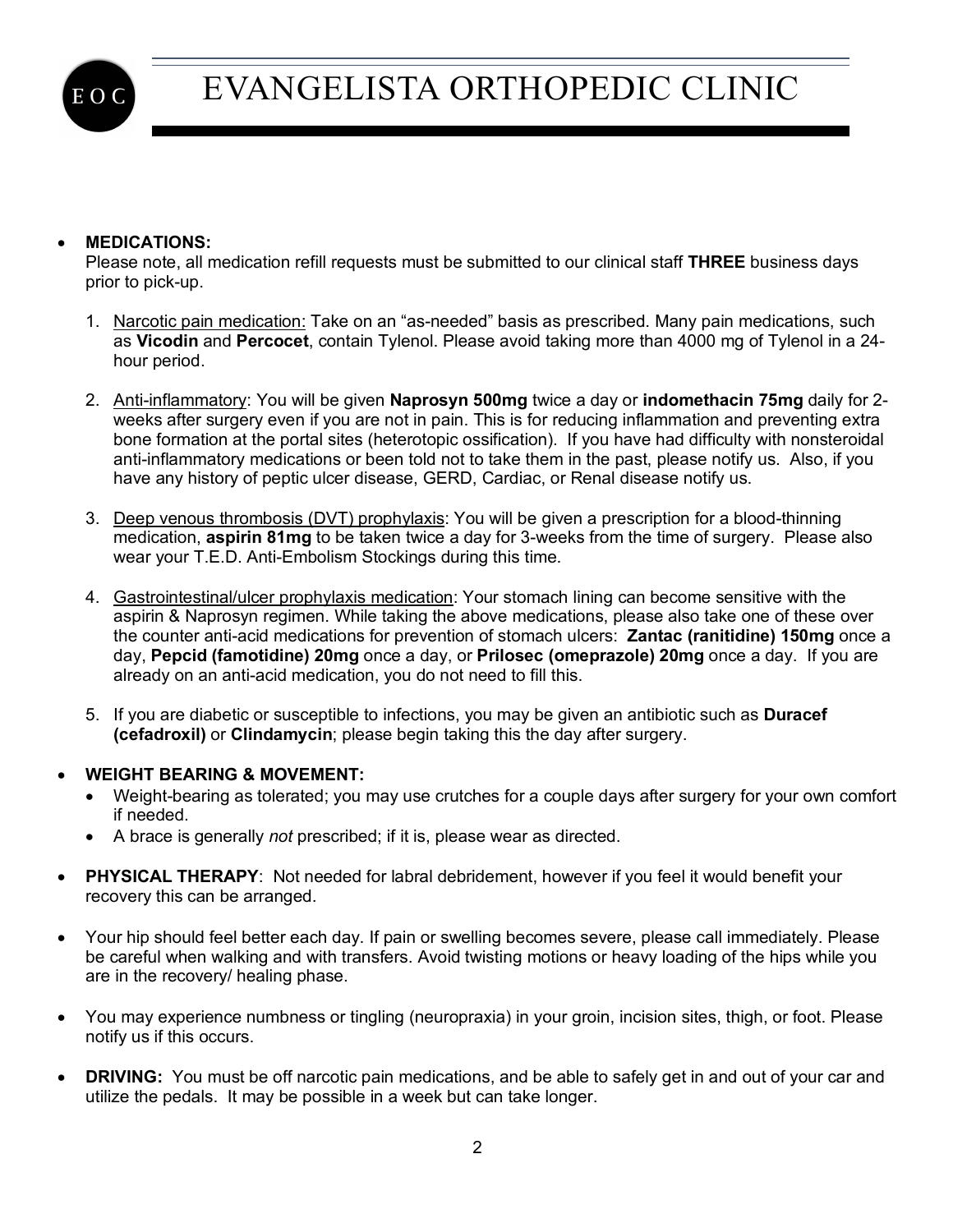- **MEDICATIONS:**
  Please note, all medication refill requests must be submitted to our clinical staff **THREE** business days prior to pick-up.

  1. Narcotic pain medication: Take on an "as-needed" basis as prescribed. Many pain medications, such as **Vicodin** and **Percocet**, contain Tylenol. Please avoid taking more than 4000 mg of Tylenol in a 24-hour period.

  2. Anti-inflammatory: You will be given **Naprosyn 500mg** twice a day or **indomethacin 75mg** daily for 2-weeks after surgery even if you are not in pain. This is for reducing inflammation and preventing extra bone formation at the portal sites (heterotopic ossification). If you have had difficulty with nonsteroidal anti-inflammatory medications or been told not to take them in the past, please notify us. Also, if you have any history of peptic ulcer disease, GERD, Cardiac, or Renal disease notify us.

  3. Deep venous thrombosis (DVT) prophylaxis: You will be given a prescription for a blood-thinning medication, **aspirin 81mg** to be taken twice a day for 3-weeks from the time of surgery. Please also wear your T.E.D. Anti-Embolism Stockings during this time.

  4. Gastrointestinal/ulcer prophylaxis medication: Your stomach lining can become sensitive with the aspirin & Naprosyn regimen. While taking the above medications, please also take one of these over the counter anti-acid medications for prevention of stomach ulcers: **Zantac (ranitidine) 150mg** once a day, **Pepcid (famotidine) 20mg** once a day, or **Prilosec (omeprazole) 20mg** once a day. If you are already on an anti-acid medication, you do not need to fill this.

  5. If you are diabetic or susceptible to infections, you may be given an antibiotic such as **Duracef (cefadroxil)** or **Clindamycin**; please begin taking this the day after surgery.

- **WEIGHT BEARING & MOVEMENT:**
  - Weight-bearing as tolerated; you may use crutches for a couple days after surgery for your own comfort if needed.
  - A brace is generally *not* prescribed; if it is, please wear as directed.

- **PHYSICAL THERAPY**: Not needed for labral debridement, however if you feel it would benefit your recovery this can be arranged.

- Your hip should feel better each day. If pain or swelling becomes severe, please call immediately. Please be careful when walking and with transfers. Avoid twisting motions or heavy loading of the hips while you are in the recovery/ healing phase.

- You may experience numbness or tingling (neuropraxia) in your groin, incision sites, thigh, or foot. Please notify us if this occurs.

- **DRIVING:** You must be off narcotic pain medications, and be able to safely get in and out of your car and utilize the pedals. It may be possible in a week but can take longer.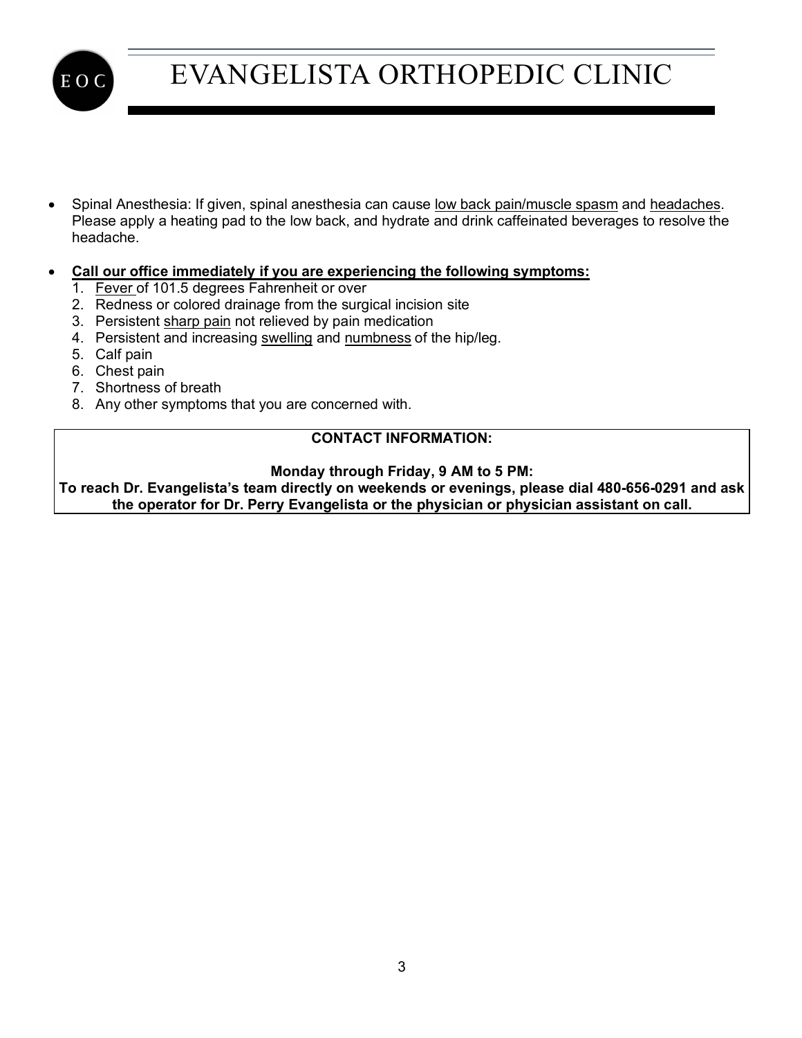- Spinal Anesthesia: If given, spinal anesthesia can cause <u>low back pain/muscle spasm</u> and <u>headaches</u>. Please apply a heating pad to the low back, and hydrate and drink caffeinated beverages to resolve the headache.

- **<u>Call our office immediately if you are experiencing the following symptoms:</u>**
  1. <u>Fever</u> of 101.5 degrees Fahrenheit or over
  2. Redness or colored drainage from the surgical incision site
  3. Persistent <u>sharp pain</u> not relieved by pain medication
  4. Persistent and increasing <u>swelling</u> and <u>numbness</u> of the hip/leg.
  5. Calf pain
  6. Chest pain
  7. Shortness of breath
  8. Any other symptoms that you are concerned with.

**CONTACT INFORMATION:**

**Monday through Friday, 9 AM to 5 PM:**
**To reach Dr. Evangelista's team directly on weekends or evenings, please dial 480-656-0291 and ask the operator for Dr. Perry Evangelista or the physician or physician assistant on call.**